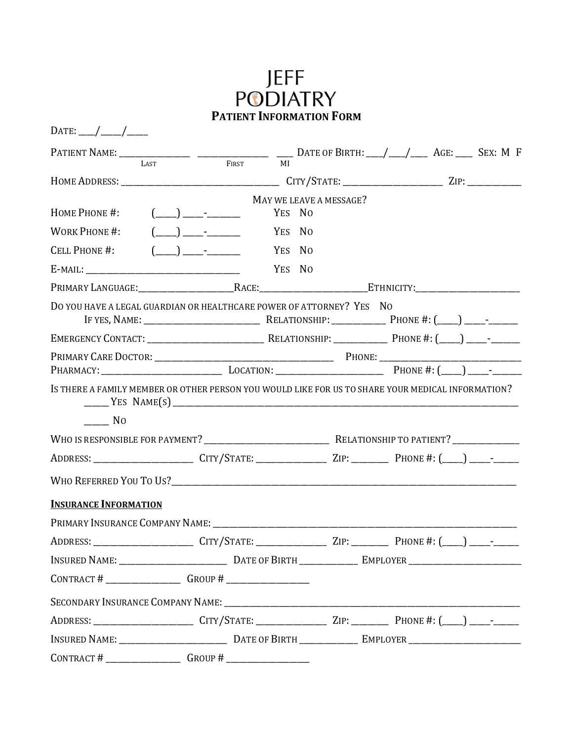# JEFF PODIATRY

## PATIENT INFORMATION FORM

DATE: ___/____/____

PATIENT NAME: _______________ _______________ ___ DATE OF BIRTH: ___/___/___ AGE: ___ SEX: M F
LAST FIRST MI

HOME ADDRESS: _________________________________ CITY/STATE: ______________________ ZIP: ___________

| | | MAY WE LEAVE A MESSAGE? |
|---|---|---|
| HOME PHONE #: | (____) ____-_______ | YES NO |
| WORK PHONE #: | (____) ____-_______ | YES NO |
| CELL PHONE #: | (____) ____-_______ | YES NO |
| E-MAIL: _________________________________ | | YES NO |

PRIMARY LANGUAGE:____________________RACE:______________________ETHNICITY:______________________

DO YOU HAVE A LEGAL GUARDIAN OR HEALTHCARE POWER OF ATTORNEY? YES NO

IF YES, NAME: ________________________ RELATIONSHIP: ___________ PHONE #: (____) ____-______

EMERGENCY CONTACT: ________________________ RELATIONSHIP: ___________ PHONE #: (____) ____-______

PRIMARY CARE DOCTOR: ____________________________________ PHONE: ____________________________

PHARMACY: ________________________ LOCATION: ______________________ PHONE #: (____) ____-______

IS THERE A FAMILY MEMBER OR OTHER PERSON YOU WOULD LIKE FOR US TO SHARE YOUR MEDICAL INFORMATION?

_____ YES NAME(S) ___________________________________________________________________________

_____ NO

WHO IS RESPONSIBLE FOR PAYMENT? __________________________ RELATIONSHIP TO PATIENT? ______________

ADDRESS: _____________________ CITY/STATE: ______________ ZIP: ________ PHONE #: (____) ____-______

WHO REFERRED YOU TO US?_______________________________________________________________________

**INSURANCE INFORMATION**

PRIMARY INSURANCE COMPANY NAME: ______________________________________________________________

ADDRESS: _____________________ CITY/STATE: ______________ ZIP: ________ PHONE #: (____) ____-______

INSURED NAME: ______________________ DATE OF BIRTH ____________ EMPLOYER ________________________

CONTRACT # _______________ GROUP # _________________

SECONDARY INSURANCE COMPANY NAME: ____________________________________________________________

ADDRESS: _____________________ CITY/STATE: ______________ ZIP: ________ PHONE #: (____) ____-______

INSURED NAME: ______________________ DATE OF BIRTH ____________ EMPLOYER ________________________

CONTRACT # _______________ GROUP # _________________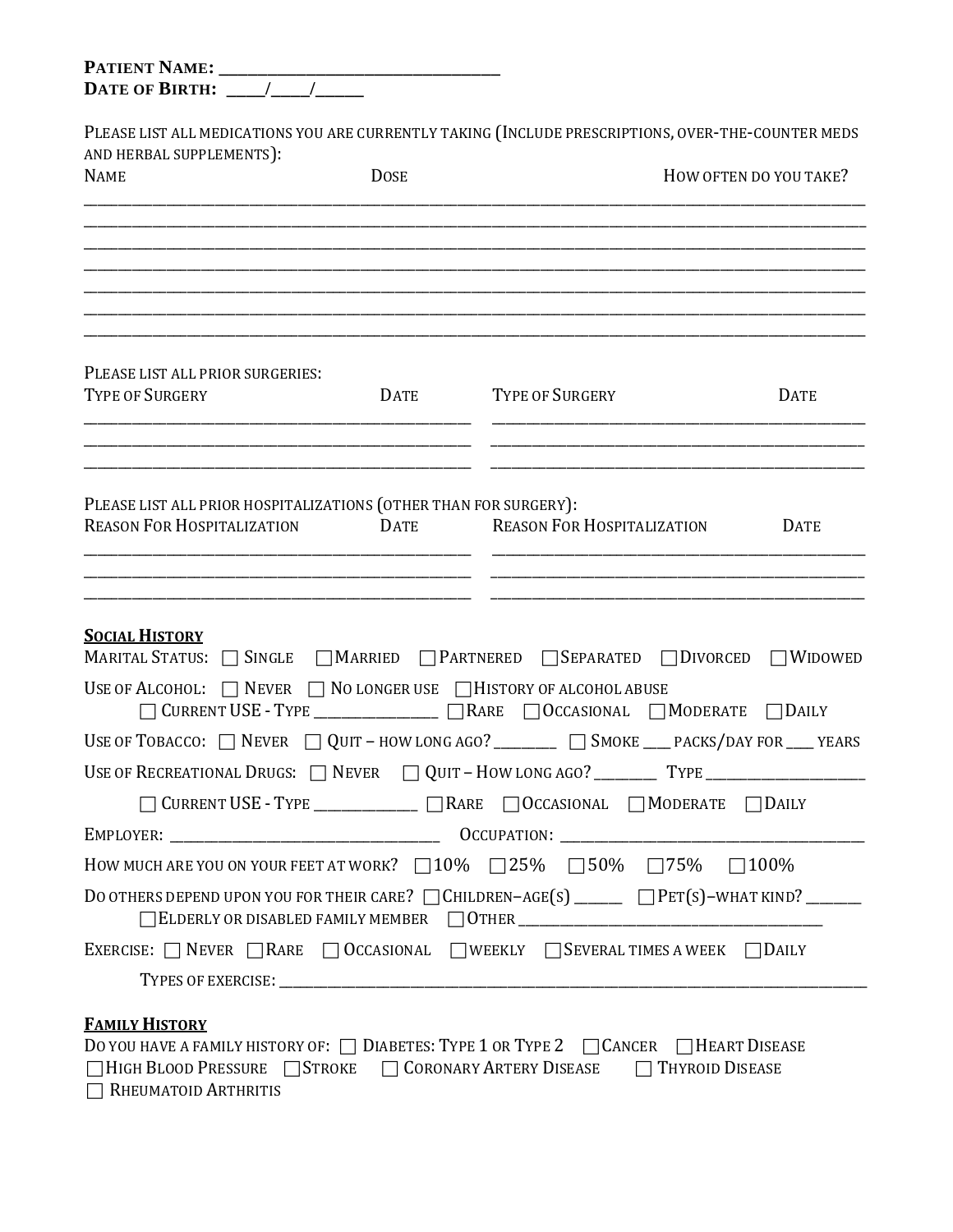**Patient Name:** ______________________________
**Date of Birth:** ____/____/_____

Please list all medications you are currently taking (Include prescriptions, over-the-counter meds and herbal supplements):

| Name | Dose | How often do you take? |
| --- | --- | --- |
| | | |
| | | |
| | | |
| | | |
| | | |
| | | |
| | | |

Please list all prior surgeries:

| Type of Surgery | Date | Type of Surgery | Date |
| --- | --- | --- | --- |
| | | | |
| | | | |
| | | | |

Please list all prior hospitalizations (other than for surgery):

| Reason For Hospitalization | Date | Reason For Hospitalization | Date |
| --- | --- | --- | --- |
| | | | |
| | | | |
| | | | |

**Social History**

Marital Status: ☐ Single ☐ Married ☐ Partnered ☐ Separated ☐ Divorced ☐ Widowed

Use of Alcohol: ☐ Never ☐ No longer use ☐ History of alcohol abuse
☐ Current USE - Type _______________ ☐ Rare ☐ Occasional ☐ Moderate ☐ Daily

Use of Tobacco: ☐ Never ☐ Quit – how long ago? ________ ☐ Smoke ___ packs/day for ___ years

Use of Recreational Drugs: ☐ Never ☐ Quit – How long ago? ________ Type ____________________
☐ Current USE - Type _____________ ☐ Rare ☐ Occasional ☐ Moderate ☐ Daily

Employer: _________________________________ Occupation: _____________________________________

How much are you on your feet at work? ☐ 10% ☐ 25% ☐ 50% ☐ 75% ☐ 100%

Do others depend upon you for their care? ☐ Children–age(s) ______ ☐ Pet(s)–what kind? ______
☐ Elderly or disabled family member ☐ Other _____________________________________

Exercise: ☐ Never ☐ Rare ☐ Occasional ☐ weekly ☐ Several times a week ☐ Daily

Types of exercise: _________________________________________________________________________

**Family History**

Do you have a family history of: ☐ Diabetes: Type 1 or Type 2 ☐ Cancer ☐ Heart Disease
☐ High Blood Pressure ☐ Stroke ☐ Coronary Artery Disease ☐ Thyroid Disease
☐ Rheumatoid Arthritis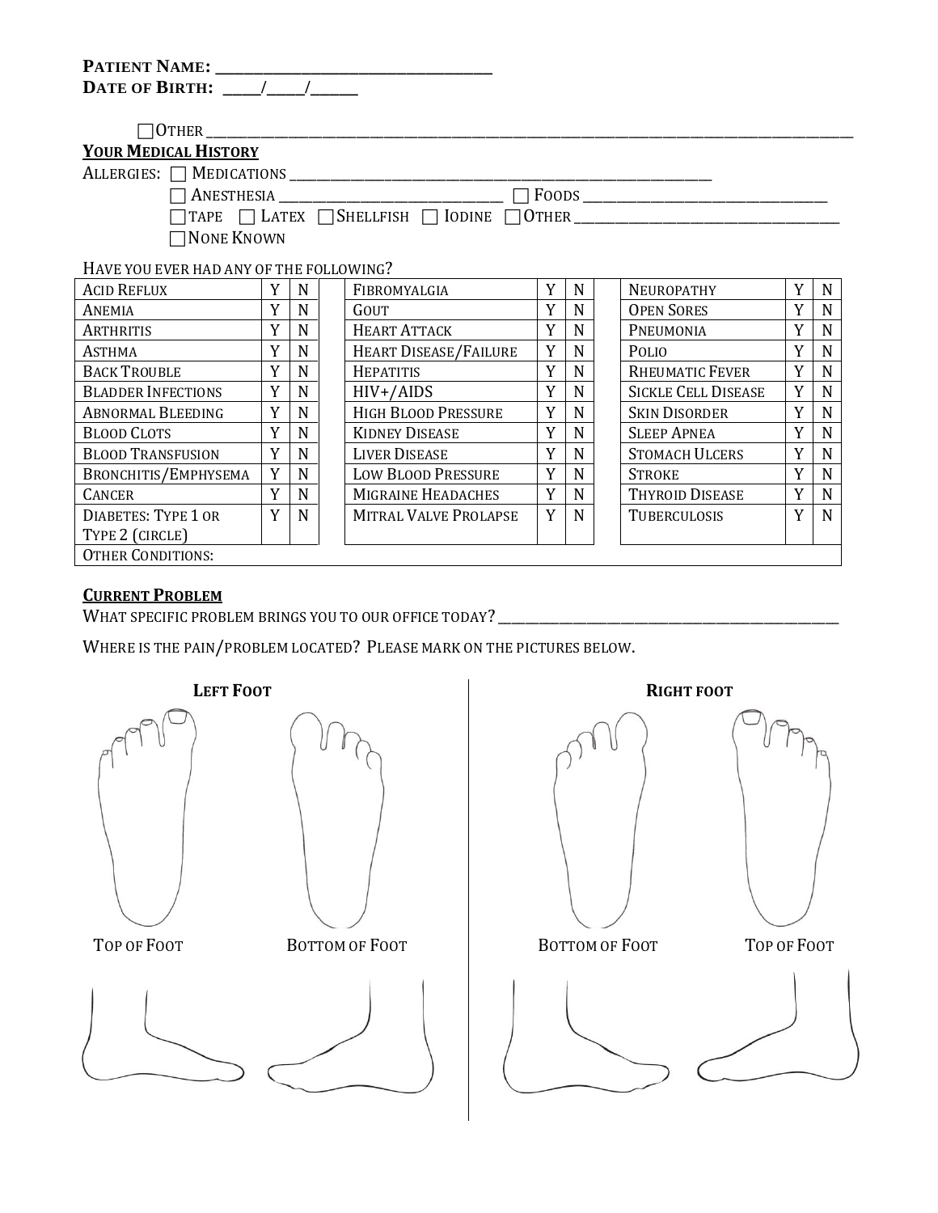**PATIENT NAME: ______________________________**
**DATE OF BIRTH: ____/____/_____**

☐ OTHER ______________________________________________________________________________

**YOUR MEDICAL HISTORY**

ALLERGIES: ☐ MEDICATIONS ______________________________________________________

☐ ANESTHESIA ____________________________ ☐ FOODS ______________________________

☐ TAPE ☐ LATEX ☐ SHELLFISH ☐ IODINE ☐ OTHER __________________________________

☐ NONE KNOWN

HAVE YOU EVER HAD ANY OF THE FOLLOWING?

| | | | | | | | | |
|---|---|---|---|---|---|---|---|---|
| ACID REFLUX | Y | N | FIBROMYALGIA | Y | N | NEUROPATHY | Y | N |
| ANEMIA | Y | N | GOUT | Y | N | OPEN SORES | Y | N |
| ARTHRITIS | Y | N | HEART ATTACK | Y | N | PNEUMONIA | Y | N |
| ASTHMA | Y | N | HEART DISEASE/FAILURE | Y | N | POLIO | Y | N |
| BACK TROUBLE | Y | N | HEPATITIS | Y | N | RHEUMATIC FEVER | Y | N |
| BLADDER INFECTIONS | Y | N | HIV+/AIDS | Y | N | SICKLE CELL DISEASE | Y | N |
| ABNORMAL BLEEDING | Y | N | HIGH BLOOD PRESSURE | Y | N | SKIN DISORDER | Y | N |
| BLOOD CLOTS | Y | N | KIDNEY DISEASE | Y | N | SLEEP APNEA | Y | N |
| BLOOD TRANSFUSION | Y | N | LIVER DISEASE | Y | N | STOMACH ULCERS | Y | N |
| BRONCHITIS/EMPHYSEMA | Y | N | LOW BLOOD PRESSURE | Y | N | STROKE | Y | N |
| CANCER | Y | N | MIGRAINE HEADACHES | Y | N | THYROID DISEASE | Y | N |
| DIABETES: TYPE 1 OR TYPE 2 (CIRCLE) | Y | N | MITRAL VALVE PROLAPSE | Y | N | TUBERCULOSIS | Y | N |
| OTHER CONDITIONS: | | | | | | | | |

**CURRENT PROBLEM**

WHAT SPECIFIC PROBLEM BRINGS YOU TO OUR OFFICE TODAY? ___________________________________________

WHERE IS THE PAIN/PROBLEM LOCATED? PLEASE MARK ON THE PICTURES BELOW.

**LEFT FOOT**

TOP OF FOOT

BOTTOM OF FOOT

**RIGHT FOOT**

BOTTOM OF FOOT

TOP OF FOOT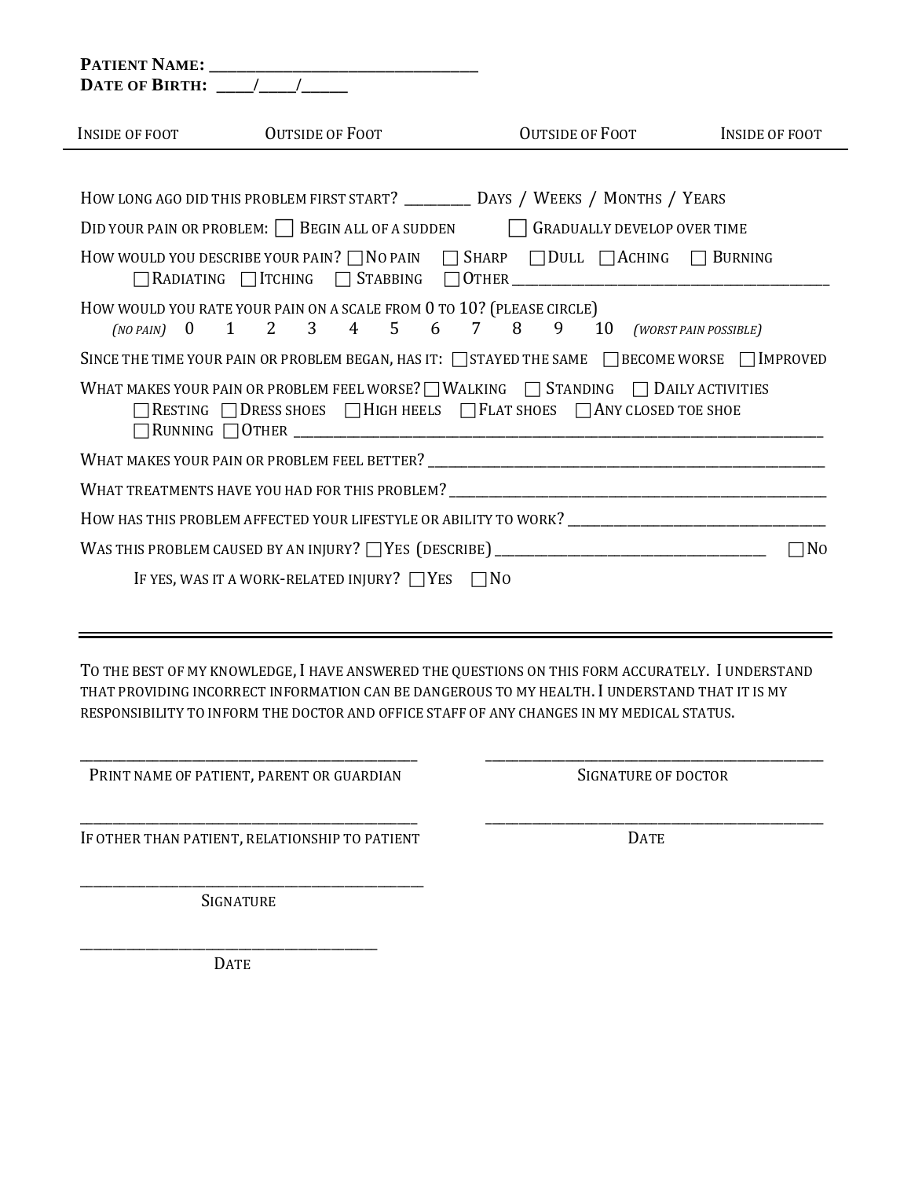**Patient Name:** ______________________________
**Date of Birth:** ____/____/_____

| Inside of foot | Outside of Foot | Outside of Foot | Inside of foot |
|---|---|---|---|

How long ago did this problem first start? ________ Days / Weeks / Months / Years

Did your pain or problem: ☐ Begin all of a sudden ☐ Gradually develop over time

How would you describe your pain? ☐ No pain ☐ Sharp ☐ Dull ☐ Aching ☐ Burning ☐ Radiating ☐ Itching ☐ Stabbing ☐ Other ________________________________________

How would you rate your pain on a scale from 0 to 10? (please circle)
*(no pain)* 0 1 2 3 4 5 6 7 8 9 10 *(worst pain possible)*

Since the time your pain or problem began, has it: ☐ stayed the same ☐ become worse ☐ Improved

What makes your pain or problem feel worse? ☐ Walking ☐ Standing ☐ Daily activities ☐ Resting ☐ Dress shoes ☐ High heels ☐ Flat shoes ☐ Any closed toe shoe ☐ Running ☐ Other ________________________________________

What makes your pain or problem feel better? ________________________________________

What treatments have you had for this problem? ________________________________________

How has this problem affected your lifestyle or ability to work? ________________________________

Was this problem caused by an injury? ☐ Yes (describe) ________________________________ ☐ No

If yes, was it a work-related injury? ☐ Yes ☐ No

---

To the best of my knowledge, I have answered the questions on this form accurately. I understand that providing incorrect information can be dangerous to my health. I understand that it is my responsibility to inform the doctor and office staff of any changes in my medical status.

________________________________________
Print name of patient, parent or guardian

________________________________________
If other than patient, relationship to patient

________________________________________
Signature

____________________________________
Date

________________________________________
Signature of doctor

________________________________________
Date